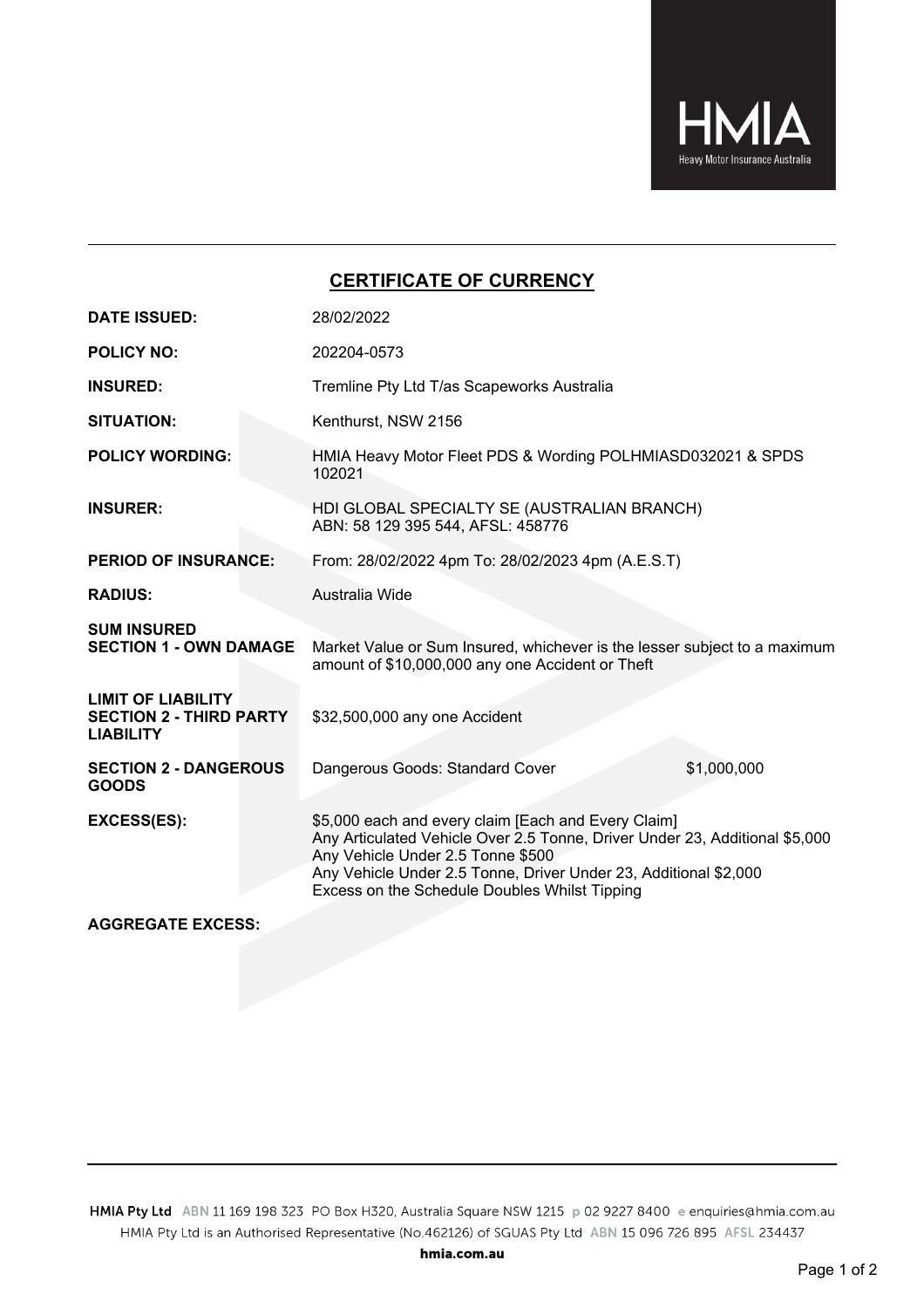HMIA
Heavy Motor Insurance Australia

## CERTIFICATE OF CURRENCY

| | |
|---|---|
| **DATE ISSUED:** | 28/02/2022 |
| **POLICY NO:** | 202204-0573 |
| **INSURED:** | Tremline Pty Ltd T/as Scapeworks Australia |
| **SITUATION:** | Kenthurst, NSW 2156 |
| **POLICY WORDING:** | HMIA Heavy Motor Fleet PDS & Wording POLHMIASD032021 & SPDS 102021 |
| **INSURER:** | HDI GLOBAL SPECIALTY SE (AUSTRALIAN BRANCH)<br>ABN: 58 129 395 544, AFSL: 458776 |
| **PERIOD OF INSURANCE:** | From: 28/02/2022 4pm To: 28/02/2023 4pm (A.E.S.T) |
| **RADIUS:** | Australia Wide |
| **SUM INSURED<br>SECTION 1 - OWN DAMAGE** | Market Value or Sum Insured, whichever is the lesser subject to a maximum amount of $10,000,000 any one Accident or Theft |
| **LIMIT OF LIABILITY<br>SECTION 2 - THIRD PARTY LIABILITY** | $32,500,000 any one Accident |
| **SECTION 2 - DANGEROUS GOODS** | Dangerous Goods: Standard Cover $1,000,000 |
| **EXCESS(ES):** | $5,000 each and every claim [Each and Every Claim]<br>Any Articulated Vehicle Over 2.5 Tonne, Driver Under 23, Additional $5,000<br>Any Vehicle Under 2.5 Tonne $500<br>Any Vehicle Under 2.5 Tonne, Driver Under 23, Additional $2,000<br>Excess on the Schedule Doubles Whilst Tipping |
| **AGGREGATE EXCESS:** | |

HMIA Pty Ltd ABN 11 169 198 323 PO Box H320, Australia Square NSW 1215 p 02 9227 8400 e enquiries@hmia.com.au
HMIA Pty Ltd is an Authorised Representative (No.462126) of SGUAS Pty Ltd ABN 15 096 726 895 AFSL 234437
hmia.com.au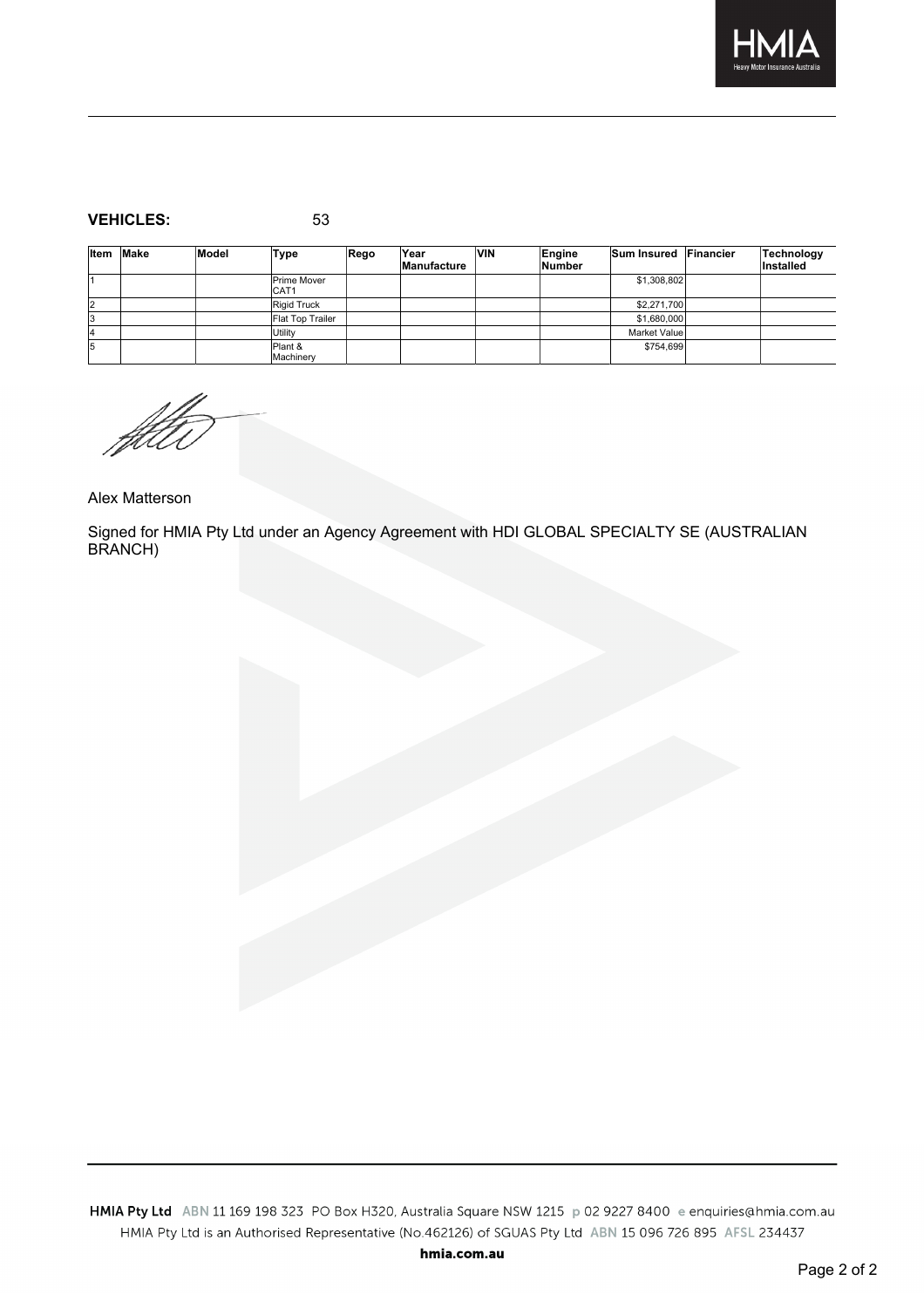**VEHICLES:** 53

| Item | Make | Model | Type | Rego | Year Manufacture | VIN | Engine Number | Sum Insured | Financier | Technology Installed |
|---|---|---|---|---|---|---|---|---|---|---|
| 1 | | | Prime Mover CAT1 | | | | | $1,308,802 | | |
| 2 | | | Rigid Truck | | | | | $2,271,700 | | |
| 3 | | | Flat Top Trailer | | | | | $1,680,000 | | |
| 4 | | | Utility | | | | | Market Value | | |
| 5 | | | Plant & Machinery | | | | | $754,699 | | |

Alex Matterson

Signed for HMIA Pty Ltd under an Agency Agreement with HDI GLOBAL SPECIALTY SE (AUSTRALIAN BRANCH)

HMIA Pty Ltd ABN 11 169 198 323 PO Box H320, Australia Square NSW 1215 p 02 9227 8400 e enquiries@hmia.com.au
HMIA Pty Ltd is an Authorised Representative (No.462126) of SGUAS Pty Ltd ABN 15 096 726 895 AFSL 234437
hmia.com.au